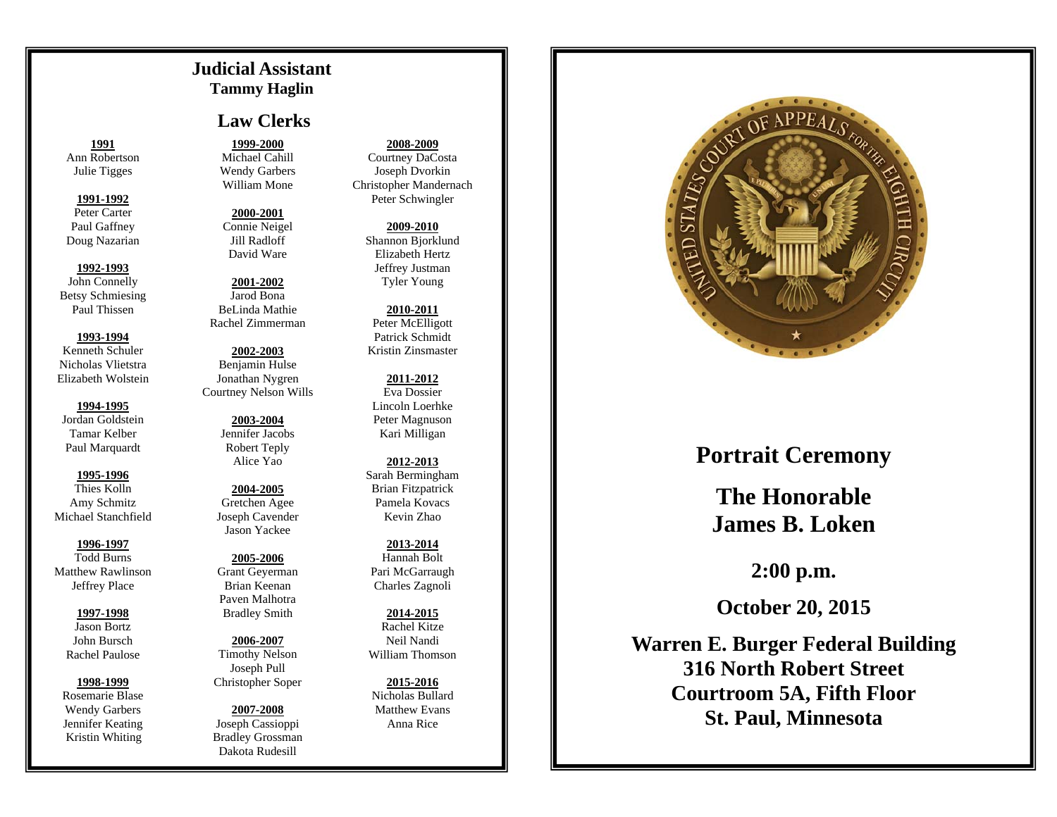## Judicial Assistant

### Tammy Haglin

## Law Clerks

**1991**
Ann Robertson
Julie Tigges

**1991-1992**
Peter Carter
Paul Gaffney
Doug Nazarian

**1992-1993**
John Connelly
Betsy Schmiesing
Paul Thissen

**1993-1994**
Kenneth Schuler
Nicholas Vlietstra
Elizabeth Wolstein

**1994-1995**
Jordan Goldstein
Tamar Kelber
Paul Marquardt

**1995-1996**
Thies Kolln
Amy Schmitz
Michael Stanchfield

**1996-1997**
Todd Burns
Matthew Rawlinson
Jeffrey Place

**1997-1998**
Jason Bortz
John Bursch
Rachel Paulose

**1998-1999**
Rosemarie Blase
Wendy Garbers
Jennifer Keating
Kristin Whiting

**1999-2000**
Michael Cahill
Wendy Garbers
William Mone

**2000-2001**
Connie Neigel
Jill Radloff
David Ware

**2001-2002**
Jarod Bona
BeLinda Mathie
Rachel Zimmerman

**2002-2003**
Benjamin Hulse
Jonathan Nygren
Courtney Nelson Wills

**2003-2004**
Jennifer Jacobs
Robert Teply
Alice Yao

**2004-2005**
Gretchen Agee
Joseph Cavender
Jason Yackee

**2005-2006**
Grant Geyerman
Brian Keenan
Paven Malhotra
Bradley Smith

**2006-2007**
Timothy Nelson
Joseph Pull
Christopher Soper

**2007-2008**
Joseph Cassioppi
Bradley Grossman
Dakota Rudesill

**2008-2009**
Courtney DaCosta
Joseph Dvorkin
Christopher Mandernach
Peter Schwingler

**2009-2010**
Shannon Bjorklund
Elizabeth Hertz
Jeffrey Justman
Tyler Young

**2010-2011**
Peter McElligott
Patrick Schmidt
Kristin Zinsmaster

**2011-2012**
Eva Dossier
Lincoln Loerhke
Peter Magnuson
Kari Milligan

**2012-2013**
Sarah Bermingham
Brian Fitzpatrick
Pamela Kovacs
Kevin Zhao

**2013-2014**
Hannah Bolt
Pari McGarraugh
Charles Zagnoli

**2014-2015**
Rachel Kitze
Neil Nandi
William Thomson

**2015-2016**
Nicholas Bullard
Matthew Evans
Anna Rice

UNITED STATES COURT OF APPEALS FOR THE EIGHTH CIRCUIT

# Portrait Ceremony

# The Honorable James B. Loken

**2:00 p.m.**

**October 20, 2015**

**Warren E. Burger Federal Building**
**316 North Robert Street**
**Courtroom 5A, Fifth Floor**
**St. Paul, Minnesota**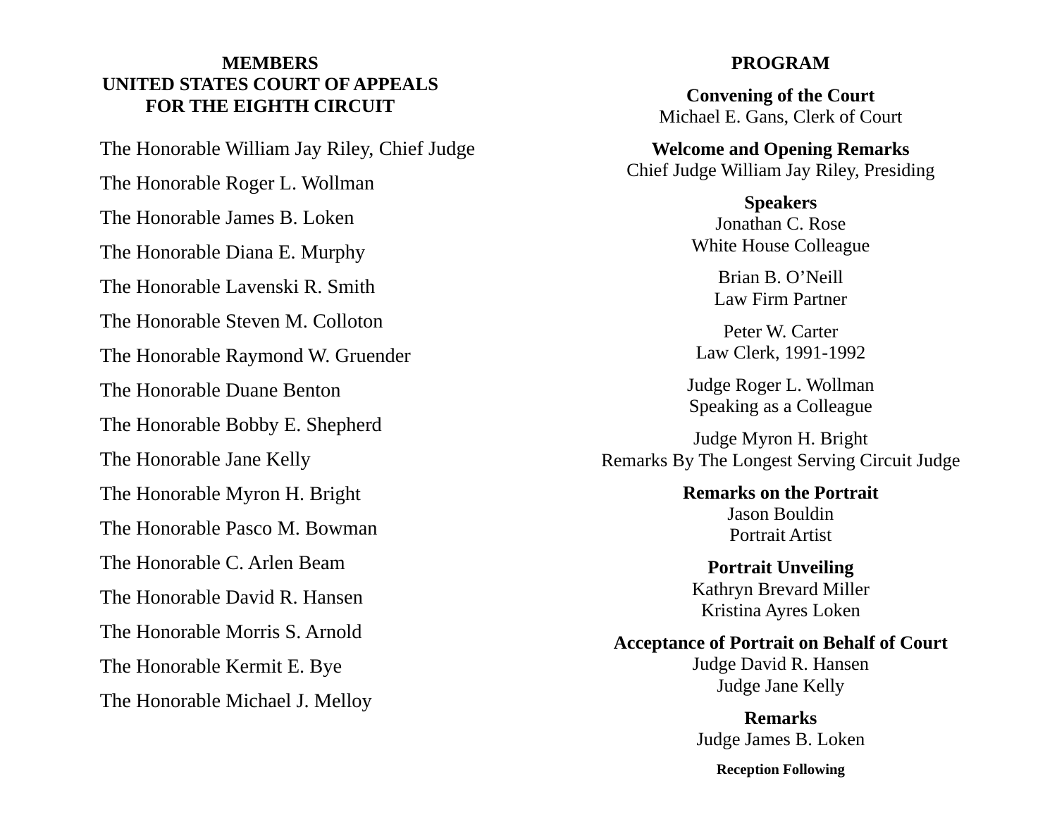## MEMBERS
## UNITED STATES COURT OF APPEALS FOR THE EIGHTH CIRCUIT

The Honorable William Jay Riley, Chief Judge

The Honorable Roger L. Wollman

The Honorable James B. Loken

The Honorable Diana E. Murphy

The Honorable Lavenski R. Smith

The Honorable Steven M. Colloton

The Honorable Raymond W. Gruender

The Honorable Duane Benton

The Honorable Bobby E. Shepherd

The Honorable Jane Kelly

The Honorable Myron H. Bright

The Honorable Pasco M. Bowman

The Honorable C. Arlen Beam

The Honorable David R. Hansen

The Honorable Morris S. Arnold

The Honorable Kermit E. Bye

The Honorable Michael J. Melloy

## PROGRAM

**Convening of the Court**
Michael E. Gans, Clerk of Court

**Welcome and Opening Remarks**
Chief Judge William Jay Riley, Presiding

**Speakers**
Jonathan C. Rose
White House Colleague

Brian B. O'Neill
Law Firm Partner

Peter W. Carter
Law Clerk, 1991-1992

Judge Roger L. Wollman
Speaking as a Colleague

Judge Myron H. Bright
Remarks By The Longest Serving Circuit Judge

**Remarks on the Portrait**
Jason Bouldin
Portrait Artist

**Portrait Unveiling**
Kathryn Brevard Miller
Kristina Ayres Loken

**Acceptance of Portrait on Behalf of Court**
Judge David R. Hansen
Judge Jane Kelly

**Remarks**
Judge James B. Loken

**Reception Following**